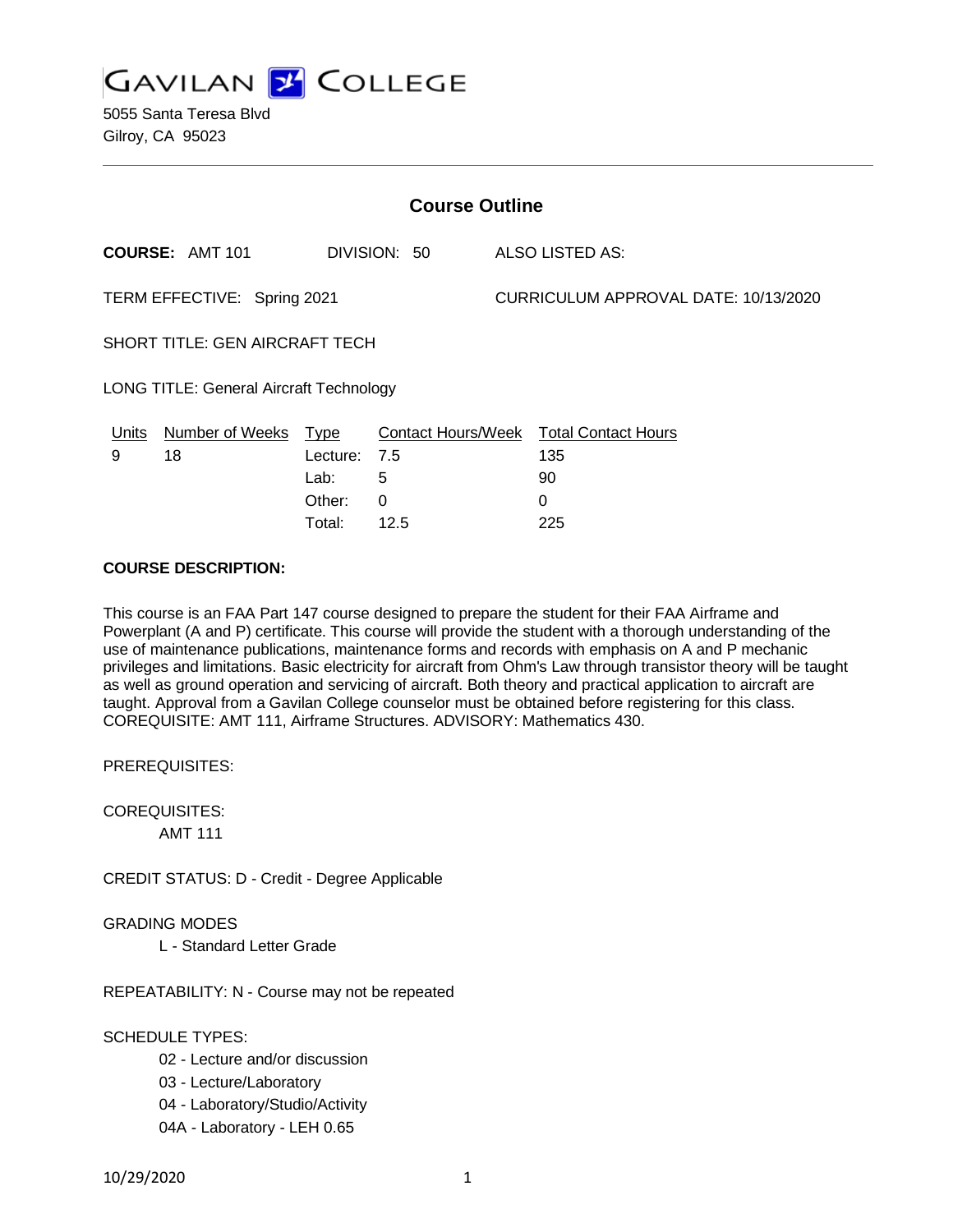GAVILAN COLLEGE

5055 Santa Teresa Blvd
Gilroy, CA 95023

## Course Outline

**COURSE:** AMT 101 DIVISION: 50 ALSO LISTED AS:

TERM EFFECTIVE: Spring 2021 CURRICULUM APPROVAL DATE: 10/13/2020

SHORT TITLE: GEN AIRCRAFT TECH

LONG TITLE: General Aircraft Technology

| Units | Number of Weeks | Type | Contact Hours/Week | Total Contact Hours |
|---|---|---|---|---|
| 9 | 18 | Lecture: | 7.5 | 135 |
| | | Lab: | 5 | 90 |
| | | Other: | 0 | 0 |
| | | Total: | 12.5 | 225 |

**COURSE DESCRIPTION:**

This course is an FAA Part 147 course designed to prepare the student for their FAA Airframe and Powerplant (A and P) certificate. This course will provide the student with a thorough understanding of the use of maintenance publications, maintenance forms and records with emphasis on A and P mechanic privileges and limitations. Basic electricity for aircraft from Ohm's Law through transistor theory will be taught as well as ground operation and servicing of aircraft. Both theory and practical application to aircraft are taught. Approval from a Gavilan College counselor must be obtained before registering for this class. COREQUISITE: AMT 111, Airframe Structures. ADVISORY: Mathematics 430.

PREREQUISITES:

COREQUISITES:

AMT 111

CREDIT STATUS: D - Credit - Degree Applicable

GRADING MODES

L - Standard Letter Grade

REPEATABILITY: N - Course may not be repeated

SCHEDULE TYPES:

02 - Lecture and/or discussion

03 - Lecture/Laboratory

04 - Laboratory/Studio/Activity

04A - Laboratory - LEH 0.65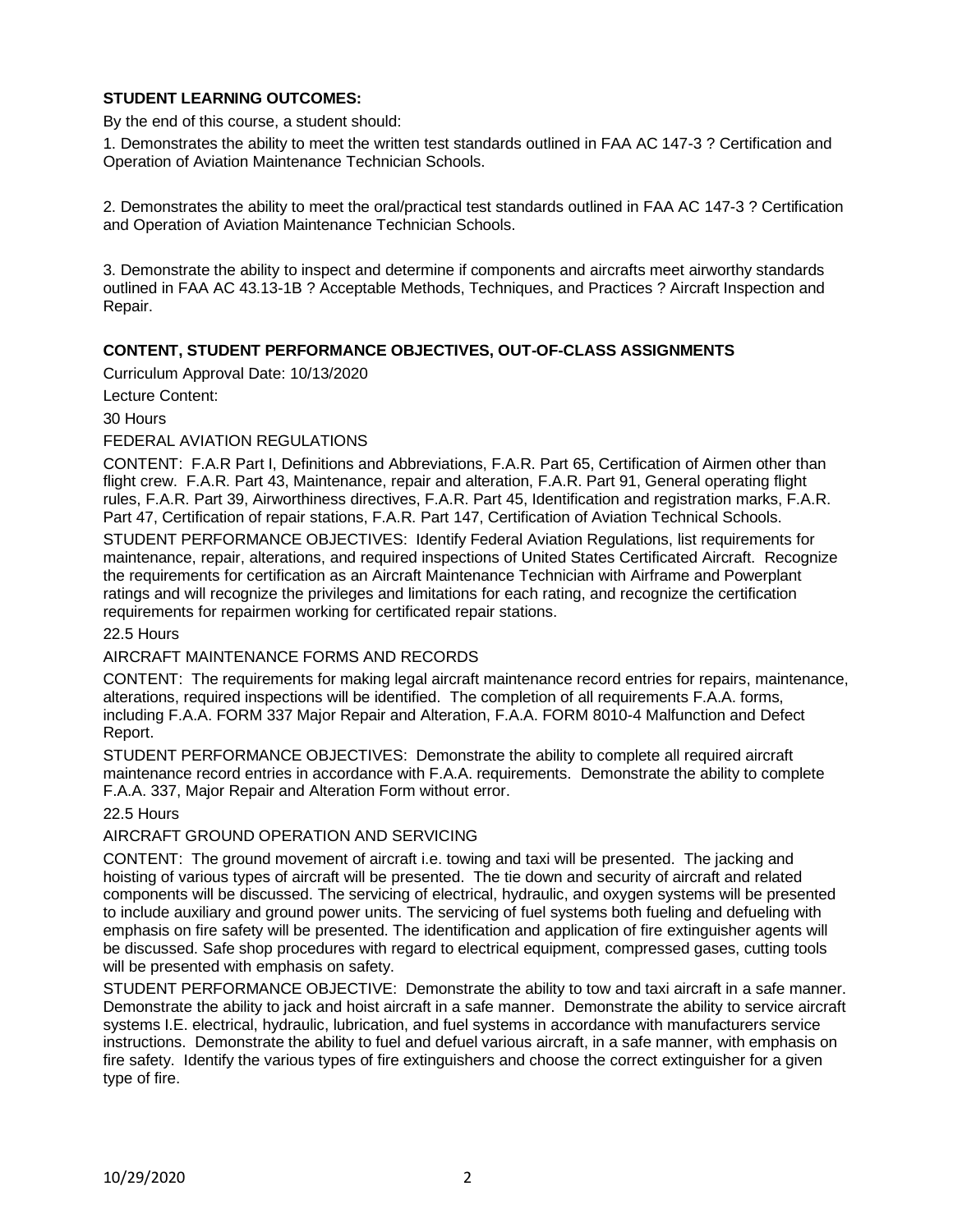**STUDENT LEARNING OUTCOMES:**

By the end of this course, a student should:

1. Demonstrates the ability to meet the written test standards outlined in FAA AC 147-3 ? Certification and Operation of Aviation Maintenance Technician Schools.

2. Demonstrates the ability to meet the oral/practical test standards outlined in FAA AC 147-3 ? Certification and Operation of Aviation Maintenance Technician Schools.

3. Demonstrate the ability to inspect and determine if components and aircrafts meet airworthy standards outlined in FAA AC 43.13-1B ? Acceptable Methods, Techniques, and Practices ? Aircraft Inspection and Repair.

**CONTENT, STUDENT PERFORMANCE OBJECTIVES, OUT-OF-CLASS ASSIGNMENTS**

Curriculum Approval Date: 10/13/2020

Lecture Content:

30 Hours

FEDERAL AVIATION REGULATIONS

CONTENT: F.A.R Part I, Definitions and Abbreviations, F.A.R. Part 65, Certification of Airmen other than flight crew. F.A.R. Part 43, Maintenance, repair and alteration, F.A.R. Part 91, General operating flight rules, F.A.R. Part 39, Airworthiness directives, F.A.R. Part 45, Identification and registration marks, F.A.R. Part 47, Certification of repair stations, F.A.R. Part 147, Certification of Aviation Technical Schools.

STUDENT PERFORMANCE OBJECTIVES: Identify Federal Aviation Regulations, list requirements for maintenance, repair, alterations, and required inspections of United States Certificated Aircraft. Recognize the requirements for certification as an Aircraft Maintenance Technician with Airframe and Powerplant ratings and will recognize the privileges and limitations for each rating, and recognize the certification requirements for repairmen working for certificated repair stations.

22.5 Hours

AIRCRAFT MAINTENANCE FORMS AND RECORDS

CONTENT: The requirements for making legal aircraft maintenance record entries for repairs, maintenance, alterations, required inspections will be identified. The completion of all requirements F.A.A. forms, including F.A.A. FORM 337 Major Repair and Alteration, F.A.A. FORM 8010-4 Malfunction and Defect Report.

STUDENT PERFORMANCE OBJECTIVES: Demonstrate the ability to complete all required aircraft maintenance record entries in accordance with F.A.A. requirements. Demonstrate the ability to complete F.A.A. 337, Major Repair and Alteration Form without error.

22.5 Hours

AIRCRAFT GROUND OPERATION AND SERVICING

CONTENT: The ground movement of aircraft i.e. towing and taxi will be presented. The jacking and hoisting of various types of aircraft will be presented. The tie down and security of aircraft and related components will be discussed. The servicing of electrical, hydraulic, and oxygen systems will be presented to include auxiliary and ground power units. The servicing of fuel systems both fueling and defueling with emphasis on fire safety will be presented. The identification and application of fire extinguisher agents will be discussed. Safe shop procedures with regard to electrical equipment, compressed gases, cutting tools will be presented with emphasis on safety.

STUDENT PERFORMANCE OBJECTIVE: Demonstrate the ability to tow and taxi aircraft in a safe manner. Demonstrate the ability to jack and hoist aircraft in a safe manner. Demonstrate the ability to service aircraft systems I.E. electrical, hydraulic, lubrication, and fuel systems in accordance with manufacturers service instructions. Demonstrate the ability to fuel and defuel various aircraft, in a safe manner, with emphasis on fire safety. Identify the various types of fire extinguishers and choose the correct extinguisher for a given type of fire.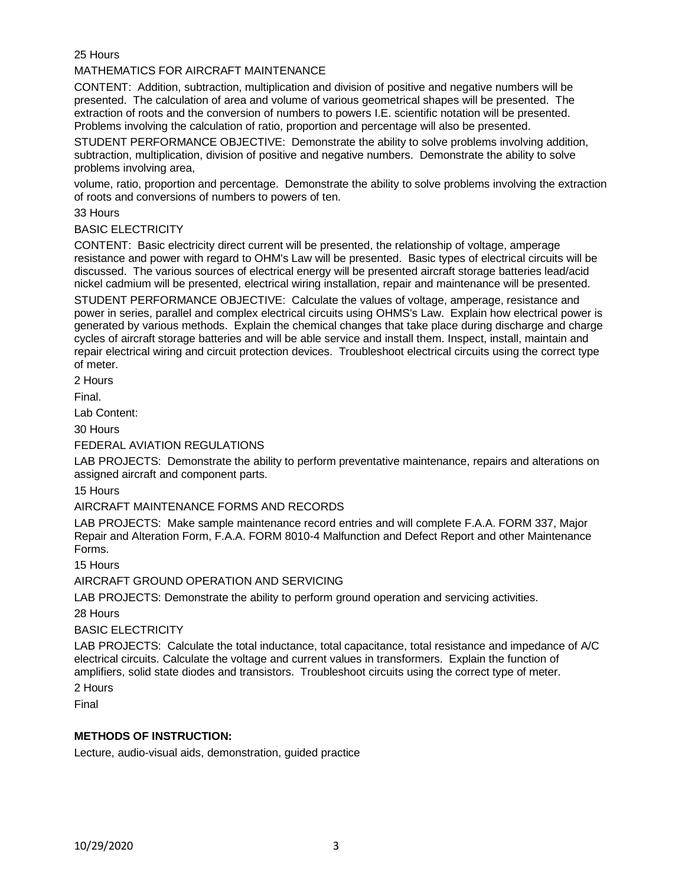25 Hours

MATHEMATICS FOR AIRCRAFT MAINTENANCE

CONTENT: Addition, subtraction, multiplication and division of positive and negative numbers will be presented. The calculation of area and volume of various geometrical shapes will be presented. The extraction of roots and the conversion of numbers to powers I.E. scientific notation will be presented. Problems involving the calculation of ratio, proportion and percentage will also be presented.

STUDENT PERFORMANCE OBJECTIVE: Demonstrate the ability to solve problems involving addition, subtraction, multiplication, division of positive and negative numbers. Demonstrate the ability to solve problems involving area,

volume, ratio, proportion and percentage. Demonstrate the ability to solve problems involving the extraction of roots and conversions of numbers to powers of ten.

33 Hours

BASIC ELECTRICITY

CONTENT: Basic electricity direct current will be presented, the relationship of voltage, amperage resistance and power with regard to OHM's Law will be presented. Basic types of electrical circuits will be discussed. The various sources of electrical energy will be presented aircraft storage batteries lead/acid nickel cadmium will be presented, electrical wiring installation, repair and maintenance will be presented.

STUDENT PERFORMANCE OBJECTIVE: Calculate the values of voltage, amperage, resistance and power in series, parallel and complex electrical circuits using OHMS's Law. Explain how electrical power is generated by various methods. Explain the chemical changes that take place during discharge and charge cycles of aircraft storage batteries and will be able service and install them. Inspect, install, maintain and repair electrical wiring and circuit protection devices. Troubleshoot electrical circuits using the correct type of meter.

2 Hours

Final.

Lab Content:

30 Hours

FEDERAL AVIATION REGULATIONS

LAB PROJECTS: Demonstrate the ability to perform preventative maintenance, repairs and alterations on assigned aircraft and component parts.

15 Hours

AIRCRAFT MAINTENANCE FORMS AND RECORDS

LAB PROJECTS: Make sample maintenance record entries and will complete F.A.A. FORM 337, Major Repair and Alteration Form, F.A.A. FORM 8010-4 Malfunction and Defect Report and other Maintenance Forms.

15 Hours

AIRCRAFT GROUND OPERATION AND SERVICING

LAB PROJECTS: Demonstrate the ability to perform ground operation and servicing activities.

28 Hours

BASIC ELECTRICITY

LAB PROJECTS: Calculate the total inductance, total capacitance, total resistance and impedance of A/C electrical circuits. Calculate the voltage and current values in transformers. Explain the function of amplifiers, solid state diodes and transistors. Troubleshoot circuits using the correct type of meter.

2 Hours

Final

**METHODS OF INSTRUCTION:**

Lecture, audio-visual aids, demonstration, guided practice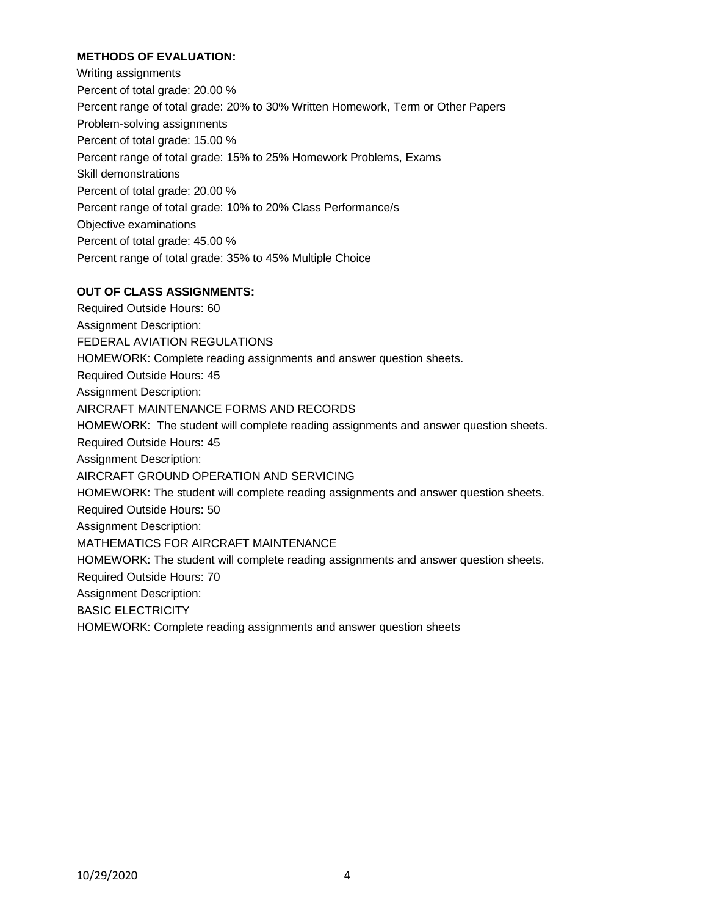**METHODS OF EVALUATION:**

Writing assignments
Percent of total grade: 20.00 %
Percent range of total grade: 20% to 30% Written Homework, Term or Other Papers
Problem-solving assignments
Percent of total grade: 15.00 %
Percent range of total grade: 15% to 25% Homework Problems, Exams
Skill demonstrations
Percent of total grade: 20.00 %
Percent range of total grade: 10% to 20% Class Performance/s
Objective examinations
Percent of total grade: 45.00 %
Percent range of total grade: 35% to 45% Multiple Choice

**OUT OF CLASS ASSIGNMENTS:**

Required Outside Hours: 60
Assignment Description:
FEDERAL AVIATION REGULATIONS
HOMEWORK: Complete reading assignments and answer question sheets.
Required Outside Hours: 45
Assignment Description:
AIRCRAFT MAINTENANCE FORMS AND RECORDS
HOMEWORK: The student will complete reading assignments and answer question sheets.
Required Outside Hours: 45
Assignment Description:
AIRCRAFT GROUND OPERATION AND SERVICING
HOMEWORK: The student will complete reading assignments and answer question sheets.
Required Outside Hours: 50
Assignment Description:
MATHEMATICS FOR AIRCRAFT MAINTENANCE
HOMEWORK: The student will complete reading assignments and answer question sheets.
Required Outside Hours: 70
Assignment Description:
BASIC ELECTRICITY
HOMEWORK: Complete reading assignments and answer question sheets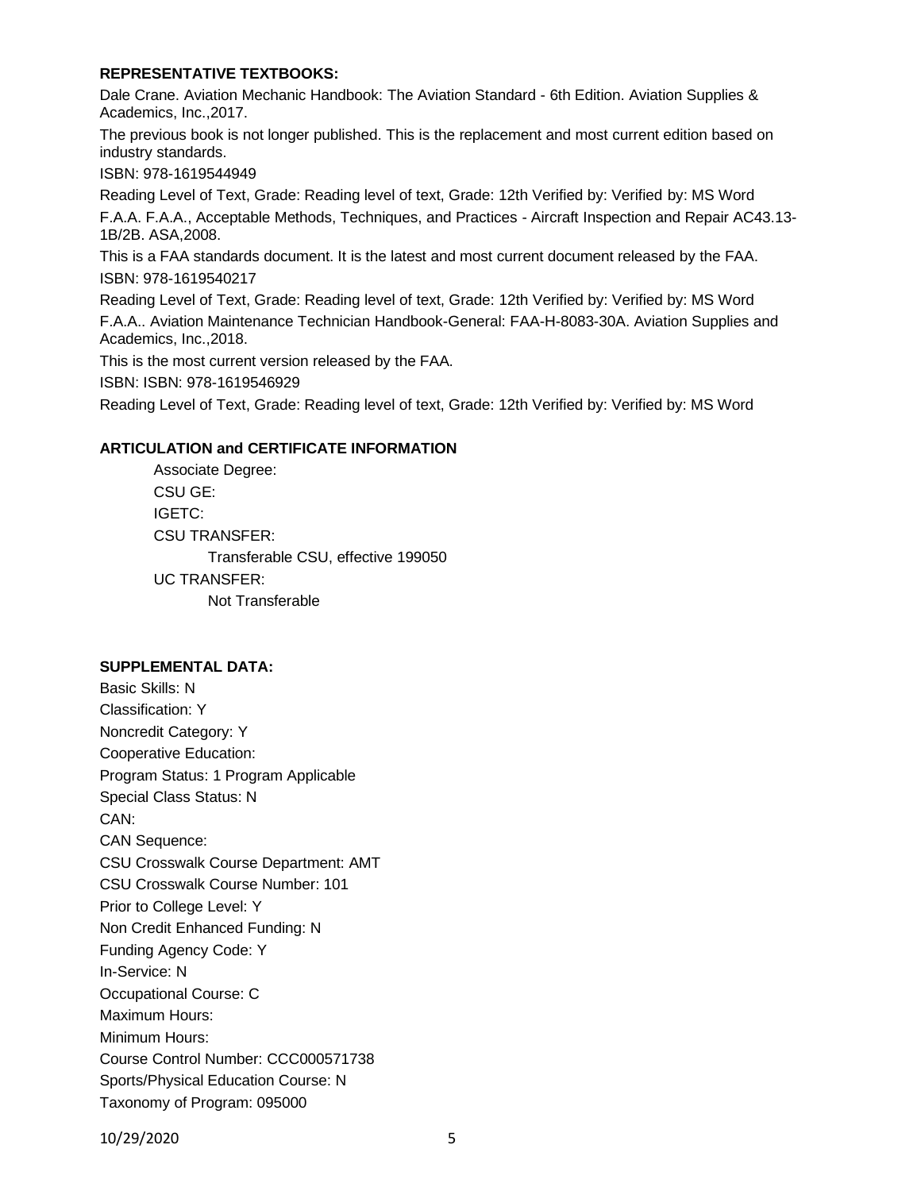**REPRESENTATIVE TEXTBOOKS:**

Dale Crane. Aviation Mechanic Handbook: The Aviation Standard - 6th Edition. Aviation Supplies & Academics, Inc.,2017.

The previous book is not longer published. This is the replacement and most current edition based on industry standards.

ISBN: 978-1619544949

Reading Level of Text, Grade: Reading level of text, Grade: 12th Verified by: Verified by: MS Word

F.A.A. F.A.A., Acceptable Methods, Techniques, and Practices - Aircraft Inspection and Repair AC43.13-1B/2B. ASA,2008.

This is a FAA standards document. It is the latest and most current document released by the FAA.

ISBN: 978-1619540217

Reading Level of Text, Grade: Reading level of text, Grade: 12th Verified by: Verified by: MS Word

F.A.A.. Aviation Maintenance Technician Handbook-General: FAA-H-8083-30A. Aviation Supplies and Academics, Inc.,2018.

This is the most current version released by the FAA.

ISBN: ISBN: 978-1619546929

Reading Level of Text, Grade: Reading level of text, Grade: 12th Verified by: Verified by: MS Word

**ARTICULATION and CERTIFICATE INFORMATION**

Associate Degree:
CSU GE:
IGETC:
CSU TRANSFER:
Transferable CSU, effective 199050
UC TRANSFER:
Not Transferable

**SUPPLEMENTAL DATA:**

Basic Skills: N
Classification: Y
Noncredit Category: Y
Cooperative Education:
Program Status: 1 Program Applicable
Special Class Status: N
CAN:
CAN Sequence:
CSU Crosswalk Course Department: AMT
CSU Crosswalk Course Number: 101
Prior to College Level: Y
Non Credit Enhanced Funding: N
Funding Agency Code: Y
In-Service: N
Occupational Course: C
Maximum Hours:
Minimum Hours:
Course Control Number: CCC000571738
Sports/Physical Education Course: N
Taxonomy of Program: 095000